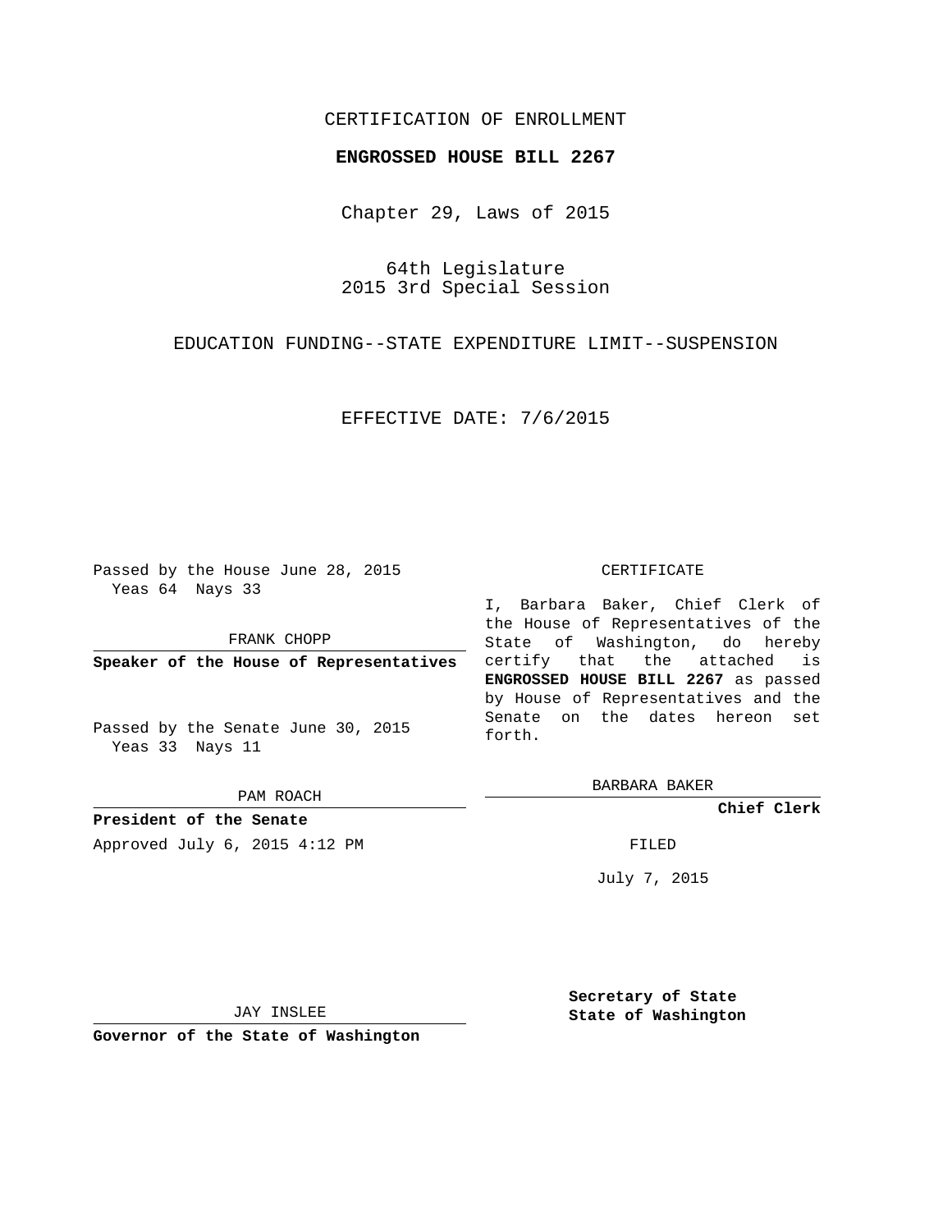CERTIFICATION OF ENROLLMENT

**ENGROSSED HOUSE BILL 2267**

Chapter 29, Laws of 2015

64th Legislature
2015 3rd Special Session

EDUCATION FUNDING--STATE EXPENDITURE LIMIT--SUSPENSION

EFFECTIVE DATE: 7/6/2015

Passed by the House June 28, 2015
Yeas 64 Nays 33

FRANK CHOPP

**Speaker of the House of Representatives**

Passed by the Senate June 30, 2015
Yeas 33 Nays 11

PAM ROACH

**President of the Senate**

Approved July 6, 2015 4:12 PM

JAY INSLEE

**Governor of the State of Washington**

CERTIFICATE

I, Barbara Baker, Chief Clerk of the House of Representatives of the State of Washington, do hereby certify that the attached is **ENGROSSED HOUSE BILL 2267** as passed by House of Representatives and the Senate on the dates hereon set forth.

BARBARA BAKER

**Chief Clerk**

FILED

July 7, 2015

**Secretary of State**
**State of Washington**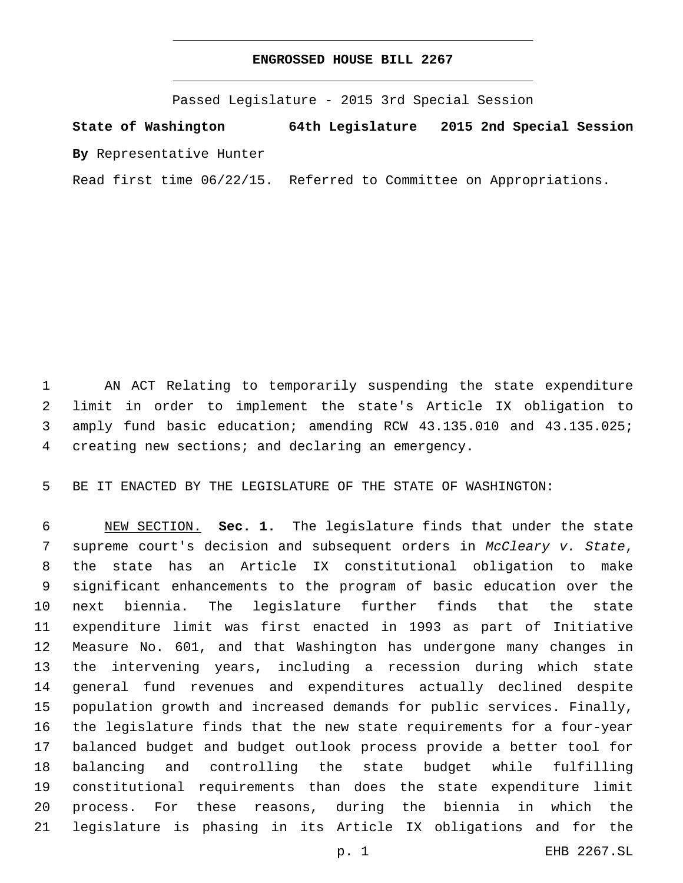**ENGROSSED HOUSE BILL 2267**

Passed Legislature - 2015 3rd Special Session

**State of Washington 64th Legislature 2015 2nd Special Session**

**By** Representative Hunter

Read first time 06/22/15. Referred to Committee on Appropriations.

AN ACT Relating to temporarily suspending the state expenditure limit in order to implement the state's Article IX obligation to amply fund basic education; amending RCW 43.135.010 and 43.135.025; creating new sections; and declaring an emergency.

BE IT ENACTED BY THE LEGISLATURE OF THE STATE OF WASHINGTON:

NEW SECTION. **Sec. 1.** The legislature finds that under the state supreme court's decision and subsequent orders in *McCleary v. State*, the state has an Article IX constitutional obligation to make significant enhancements to the program of basic education over the next biennia. The legislature further finds that the state expenditure limit was first enacted in 1993 as part of Initiative Measure No. 601, and that Washington has undergone many changes in the intervening years, including a recession during which state general fund revenues and expenditures actually declined despite population growth and increased demands for public services. Finally, the legislature finds that the new state requirements for a four-year balanced budget and budget outlook process provide a better tool for balancing and controlling the state budget while fulfilling constitutional requirements than does the state expenditure limit process. For these reasons, during the biennia in which the legislature is phasing in its Article IX obligations and for the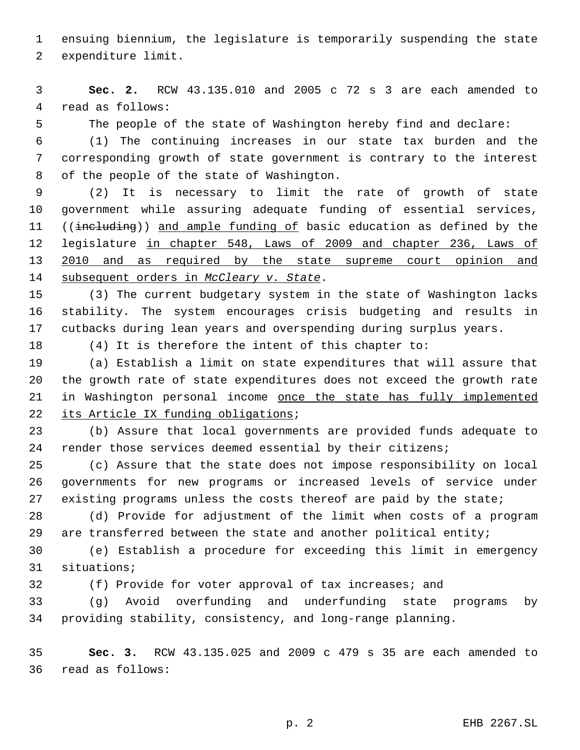ensuing biennium, the legislature is temporarily suspending the state expenditure limit.

**Sec. 2.** RCW 43.135.010 and 2005 c 72 s 3 are each amended to read as follows:

The people of the state of Washington hereby find and declare:

(1) The continuing increases in our state tax burden and the corresponding growth of state government is contrary to the interest of the people of the state of Washington.

(2) It is necessary to limit the rate of growth of state government while assuring adequate funding of essential services, ((~~including~~)) <u>and ample funding of</u> basic education as defined by the legislature <u>in chapter 548, Laws of 2009 and chapter 236, Laws of 2010 and as required by the state supreme court opinion and subsequent orders in *McCleary v. State*</u>.

(3) The current budgetary system in the state of Washington lacks stability. The system encourages crisis budgeting and results in cutbacks during lean years and overspending during surplus years.

(4) It is therefore the intent of this chapter to:

(a) Establish a limit on state expenditures that will assure that the growth rate of state expenditures does not exceed the growth rate in Washington personal income <u>once the state has fully implemented its Article IX funding obligations</u>;

(b) Assure that local governments are provided funds adequate to render those services deemed essential by their citizens;

(c) Assure that the state does not impose responsibility on local governments for new programs or increased levels of service under existing programs unless the costs thereof are paid by the state;

(d) Provide for adjustment of the limit when costs of a program are transferred between the state and another political entity;

(e) Establish a procedure for exceeding this limit in emergency situations;

(f) Provide for voter approval of tax increases; and

(g) Avoid overfunding and underfunding state programs by providing stability, consistency, and long-range planning.

**Sec. 3.** RCW 43.135.025 and 2009 c 479 s 35 are each amended to read as follows: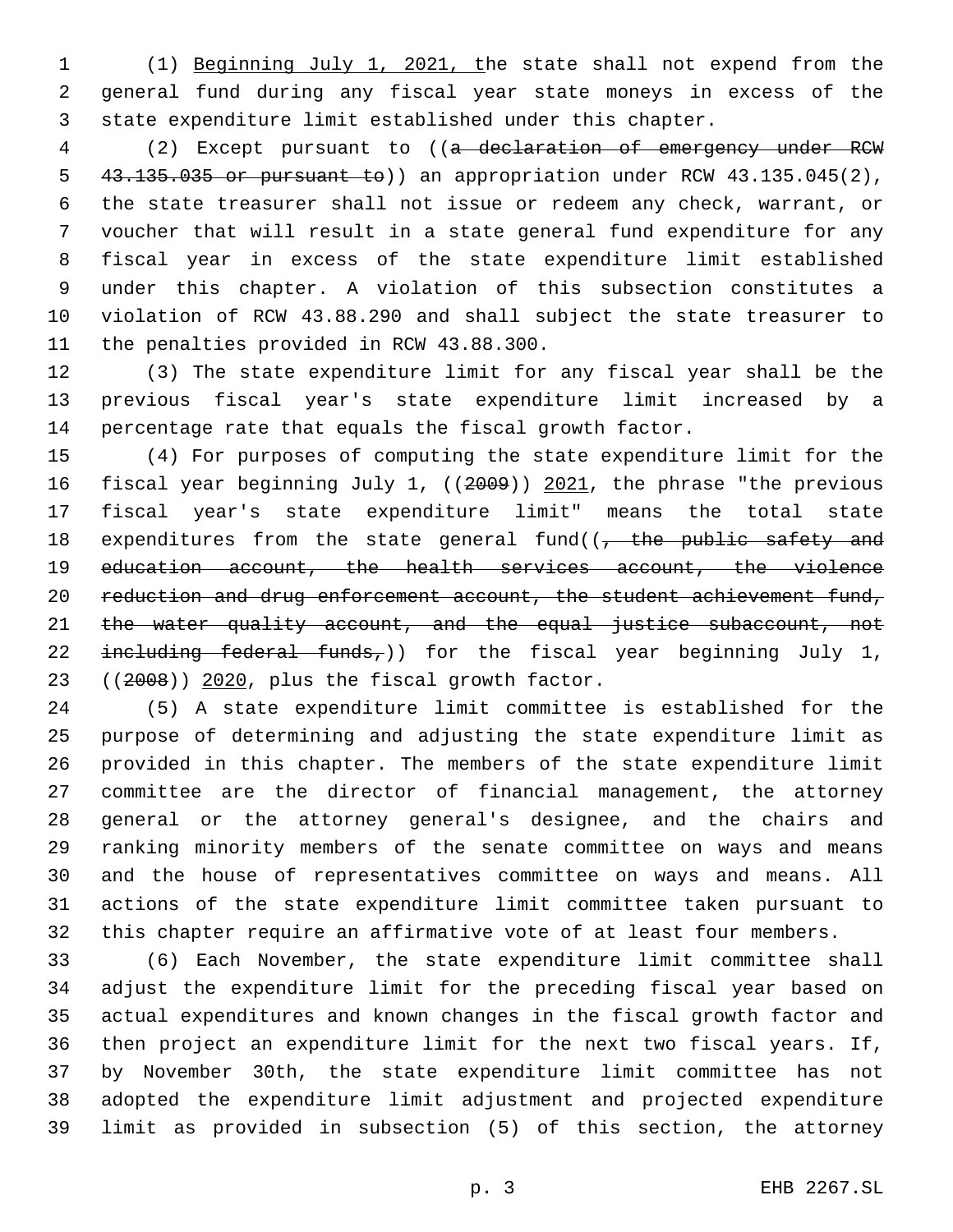(1) Beginning July 1, 2021, the state shall not expend from the general fund during any fiscal year state moneys in excess of the state expenditure limit established under this chapter.

(2) Except pursuant to ((~~a declaration of emergency under RCW 43.135.035 or pursuant to~~)) an appropriation under RCW 43.135.045(2), the state treasurer shall not issue or redeem any check, warrant, or voucher that will result in a state general fund expenditure for any fiscal year in excess of the state expenditure limit established under this chapter. A violation of this subsection constitutes a violation of RCW 43.88.290 and shall subject the state treasurer to the penalties provided in RCW 43.88.300.

(3) The state expenditure limit for any fiscal year shall be the previous fiscal year's state expenditure limit increased by a percentage rate that equals the fiscal growth factor.

(4) For purposes of computing the state expenditure limit for the fiscal year beginning July 1, ((~~2009~~)) 2021, the phrase "the previous fiscal year's state expenditure limit" means the total state expenditures from the state general fund((~~, the public safety and education account, the health services account, the violence reduction and drug enforcement account, the student achievement fund, the water quality account, and the equal justice subaccount, not including federal funds,~~)) for the fiscal year beginning July 1, ((~~2008~~)) 2020, plus the fiscal growth factor.

(5) A state expenditure limit committee is established for the purpose of determining and adjusting the state expenditure limit as provided in this chapter. The members of the state expenditure limit committee are the director of financial management, the attorney general or the attorney general's designee, and the chairs and ranking minority members of the senate committee on ways and means and the house of representatives committee on ways and means. All actions of the state expenditure limit committee taken pursuant to this chapter require an affirmative vote of at least four members.

(6) Each November, the state expenditure limit committee shall adjust the expenditure limit for the preceding fiscal year based on actual expenditures and known changes in the fiscal growth factor and then project an expenditure limit for the next two fiscal years. If, by November 30th, the state expenditure limit committee has not adopted the expenditure limit adjustment and projected expenditure limit as provided in subsection (5) of this section, the attorney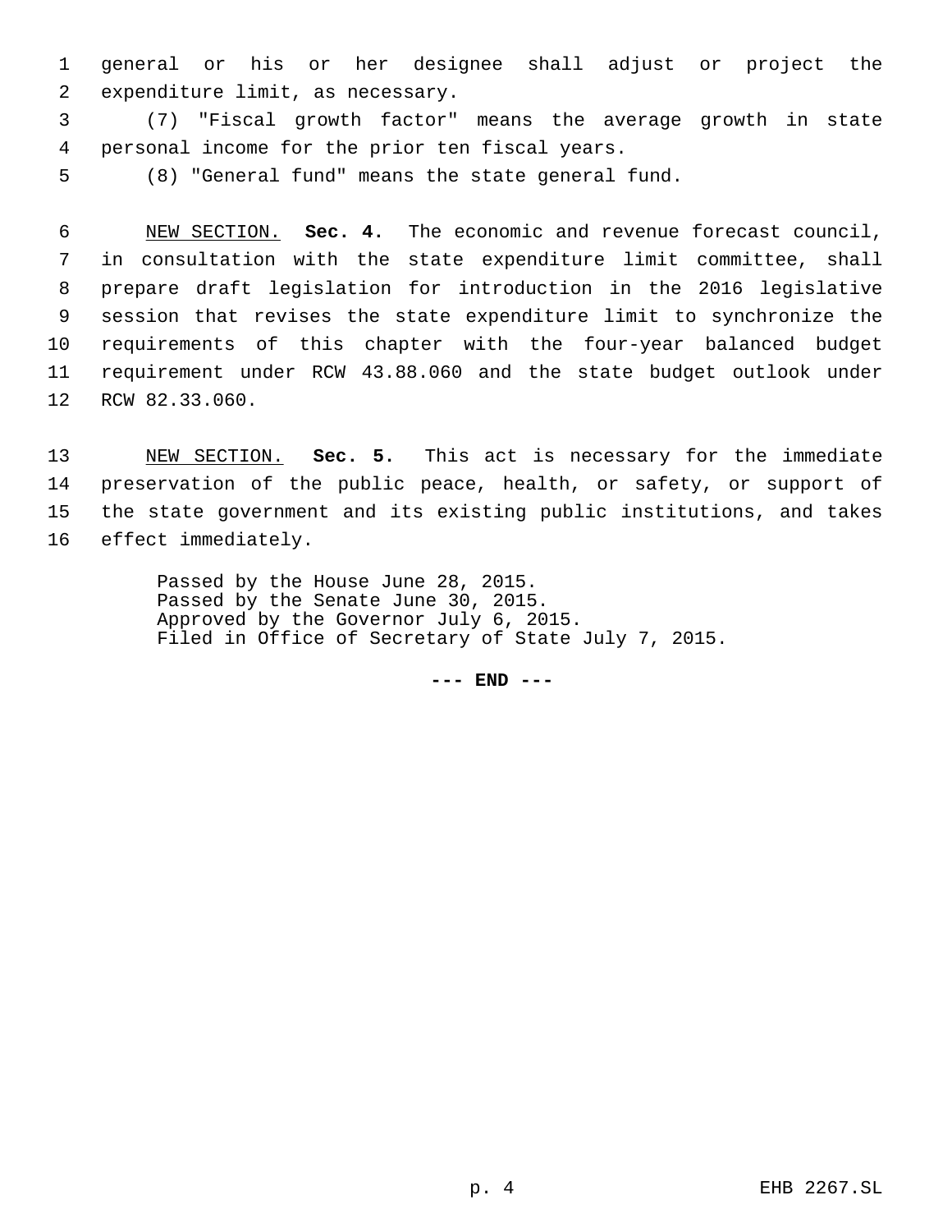general or his or her designee shall adjust or project the expenditure limit, as necessary.

(7) "Fiscal growth factor" means the average growth in state personal income for the prior ten fiscal years.

(8) "General fund" means the state general fund.

NEW SECTION. **Sec. 4.** The economic and revenue forecast council, in consultation with the state expenditure limit committee, shall prepare draft legislation for introduction in the 2016 legislative session that revises the state expenditure limit to synchronize the requirements of this chapter with the four-year balanced budget requirement under RCW 43.88.060 and the state budget outlook under RCW 82.33.060.

NEW SECTION. **Sec. 5.** This act is necessary for the immediate preservation of the public peace, health, or safety, or support of the state government and its existing public institutions, and takes effect immediately.

Passed by the House June 28, 2015.
Passed by the Senate June 30, 2015.
Approved by the Governor July 6, 2015.
Filed in Office of Secretary of State July 7, 2015.

**--- END ---**